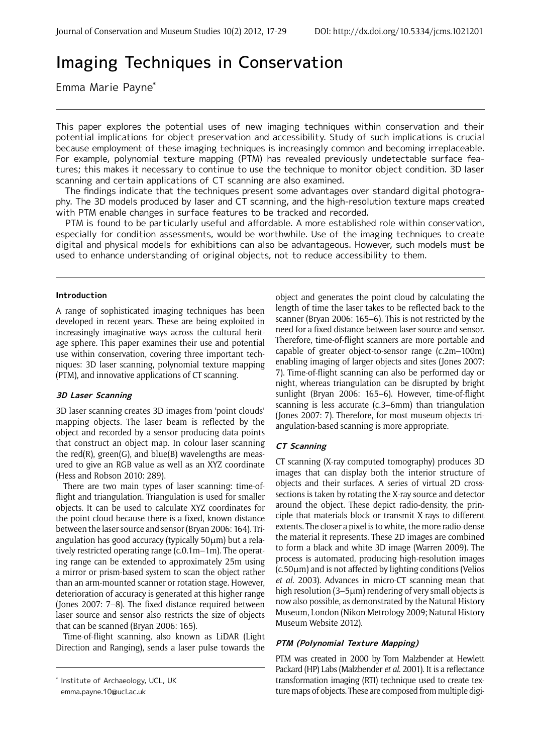# Imaging Techniques in Conservation

Emma Marie Payne*

This paper explores the potential uses of new imaging techniques within conservation and their potential implications for object preservation and accessibility. Study of such implications is crucial because employment of these imaging techniques is increasingly common and becoming irreplaceable. For example, polynomial texture mapping (PTM) has revealed previously undetectable surface features; this makes it necessary to continue to use the technique to monitor object condition. 3D laser scanning and certain applications of CT scanning are also examined.

The findings indicate that the techniques present some advantages over standard digital photography. The 3D models produced by laser and CT scanning, and the high-resolution texture maps created with PTM enable changes in surface features to be tracked and recorded.

PTM is found to be particularly useful and affordable. A more established role within conservation, especially for condition assessments, would be worthwhile. Use of the imaging techniques to create digital and physical models for exhibitions can also be advantageous. However, such models must be used to enhance understanding of original objects, not to reduce accessibility to them.

## Introduction

A range of sophisticated imaging techniques has been developed in recent years. These are being exploited in increasingly imaginative ways across the cultural heritage sphere. This paper examines their use and potential use within conservation, covering three important techniques: 3D laser scanning, polynomial texture mapping (PTM), and innovative applications of CT scanning.

### 3D Laser Scanning

3D laser scanning creates 3D images from 'point clouds' mapping objects. The laser beam is reflected by the object and recorded by a sensor producing data points that construct an object map. In colour laser scanning the red(R), green(G), and blue(B) wavelengths are measured to give an RGB value as well as an XYZ coordinate (Hess and Robson 2010: 289).

There are two main types of laser scanning: time-of-flight and triangulation. Triangulation is used for smaller objects. It can be used to calculate XYZ coordinates for the point cloud because there is a fixed, known distance between the laser source and sensor (Bryan 2006: 164). Triangulation has good accuracy (typically 50μm) but a relatively restricted operating range (c.0.1m–1m). The operating range can be extended to approximately 25m using a mirror or prism-based system to scan the object rather than an arm-mounted scanner or rotation stage. However, deterioration of accuracy is generated at this higher range (Jones 2007: 7–8). The fixed distance required between laser source and sensor also restricts the size of objects that can be scanned (Bryan 2006: 165).

Time-of-flight scanning, also known as LiDAR (Light Direction and Ranging), sends a laser pulse towards the object and generates the point cloud by calculating the length of time the laser takes to be reflected back to the scanner (Bryan 2006: 165–6). This is not restricted by the need for a fixed distance between laser source and sensor. Therefore, time-of-flight scanners are more portable and capable of greater object-to-sensor range (c.2m–100m) enabling imaging of larger objects and sites (Jones 2007: 7). Time-of-flight scanning can also be performed day or night, whereas triangulation can be disrupted by bright sunlight (Bryan 2006: 165–6). However, time-of-flight scanning is less accurate (c.3–6mm) than triangulation (Jones 2007: 7). Therefore, for most museum objects triangulation-based scanning is more appropriate.

### CT Scanning

CT scanning (X-ray computed tomography) produces 3D images that can display both the interior structure of objects and their surfaces. A series of virtual 2D cross-sections is taken by rotating the X-ray source and detector around the object. These depict radio-density, the principle that materials block or transmit X-rays to different extents. The closer a pixel is to white, the more radio-dense the material it represents. These 2D images are combined to form a black and white 3D image (Warren 2009). The process is automated, producing high-resolution images (c.50μm) and is not affected by lighting conditions (Velios *et al.* 2003). Advances in micro-CT scanning mean that high resolution (3–5μm) rendering of very small objects is now also possible, as demonstrated by the Natural History Museum, London (Nikon Metrology 2009; Natural History Museum Website 2012).

### PTM (Polynomial Texture Mapping)

PTM was created in 2000 by Tom Malzbender at Hewlett Packard (HP) Labs (Malzbender *et al.* 2001). It is a reflectance transformation imaging (RTI) technique used to create texture maps of objects. These are composed from multiple digi-

---

* Institute of Archaeology, UCL, UK
emma.payne.10@ucl.ac.uk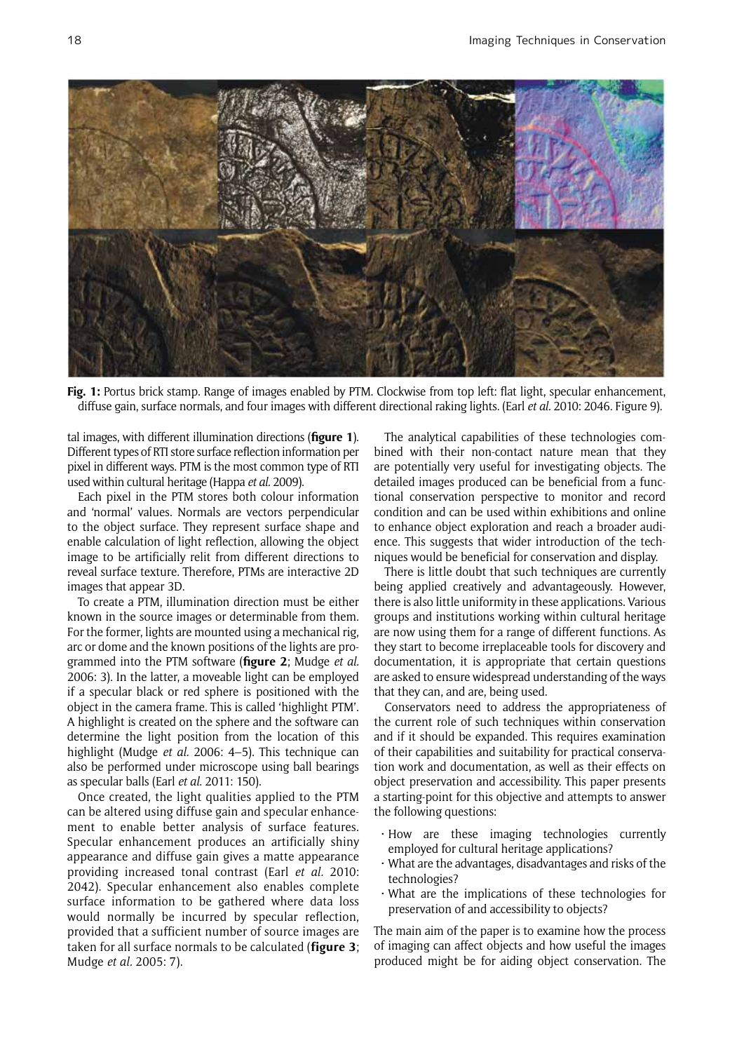**Fig. 1:** Portus brick stamp. Range of images enabled by PTM. Clockwise from top left: flat light, specular enhancement, diffuse gain, surface normals, and four images with different directional raking lights. (Earl *et al.* 2010: 2046. Figure 9).

tal images, with different illumination directions (**figure 1**). Different types of RTI store surface reflection information per pixel in different ways. PTM is the most common type of RTI used within cultural heritage (Happa *et al.* 2009).

Each pixel in the PTM stores both colour information and 'normal' values. Normals are vectors perpendicular to the object surface. They represent surface shape and enable calculation of light reflection, allowing the object image to be artificially relit from different directions to reveal surface texture. Therefore, PTMs are interactive 2D images that appear 3D.

To create a PTM, illumination direction must be either known in the source images or determinable from them. For the former, lights are mounted using a mechanical rig, arc or dome and the known positions of the lights are programmed into the PTM software (**figure 2**; Mudge *et al.* 2006: 3). In the latter, a moveable light can be employed if a specular black or red sphere is positioned with the object in the camera frame. This is called 'highlight PTM'. A highlight is created on the sphere and the software can determine the light position from the location of this highlight (Mudge *et al.* 2006: 4–5). This technique can also be performed under microscope using ball bearings as specular balls (Earl *et al.* 2011: 150).

Once created, the light qualities applied to the PTM can be altered using diffuse gain and specular enhancement to enable better analysis of surface features. Specular enhancement produces an artificially shiny appearance and diffuse gain gives a matte appearance providing increased tonal contrast (Earl *et al.* 2010: 2042). Specular enhancement also enables complete surface information to be gathered where data loss would normally be incurred by specular reflection, provided that a sufficient number of source images are taken for all surface normals to be calculated (**figure 3**; Mudge *et al.* 2005: 7).

The analytical capabilities of these technologies combined with their non-contact nature mean that they are potentially very useful for investigating objects. The detailed images produced can be beneficial from a functional conservation perspective to monitor and record condition and can be used within exhibitions and online to enhance object exploration and reach a broader audience. This suggests that wider introduction of the techniques would be beneficial for conservation and display.

There is little doubt that such techniques are currently being applied creatively and advantageously. However, there is also little uniformity in these applications. Various groups and institutions working within cultural heritage are now using them for a range of different functions. As they start to become irreplaceable tools for discovery and documentation, it is appropriate that certain questions are asked to ensure widespread understanding of the ways that they can, and are, being used.

Conservators need to address the appropriateness of the current role of such techniques within conservation and if it should be expanded. This requires examination of their capabilities and suitability for practical conservation work and documentation, as well as their effects on object preservation and accessibility. This paper presents a starting-point for this objective and attempts to answer the following questions:

- How are these imaging technologies currently employed for cultural heritage applications?
- What are the advantages, disadvantages and risks of the technologies?
- What are the implications of these technologies for preservation of and accessibility to objects?

The main aim of the paper is to examine how the process of imaging can affect objects and how useful the images produced might be for aiding object conservation. The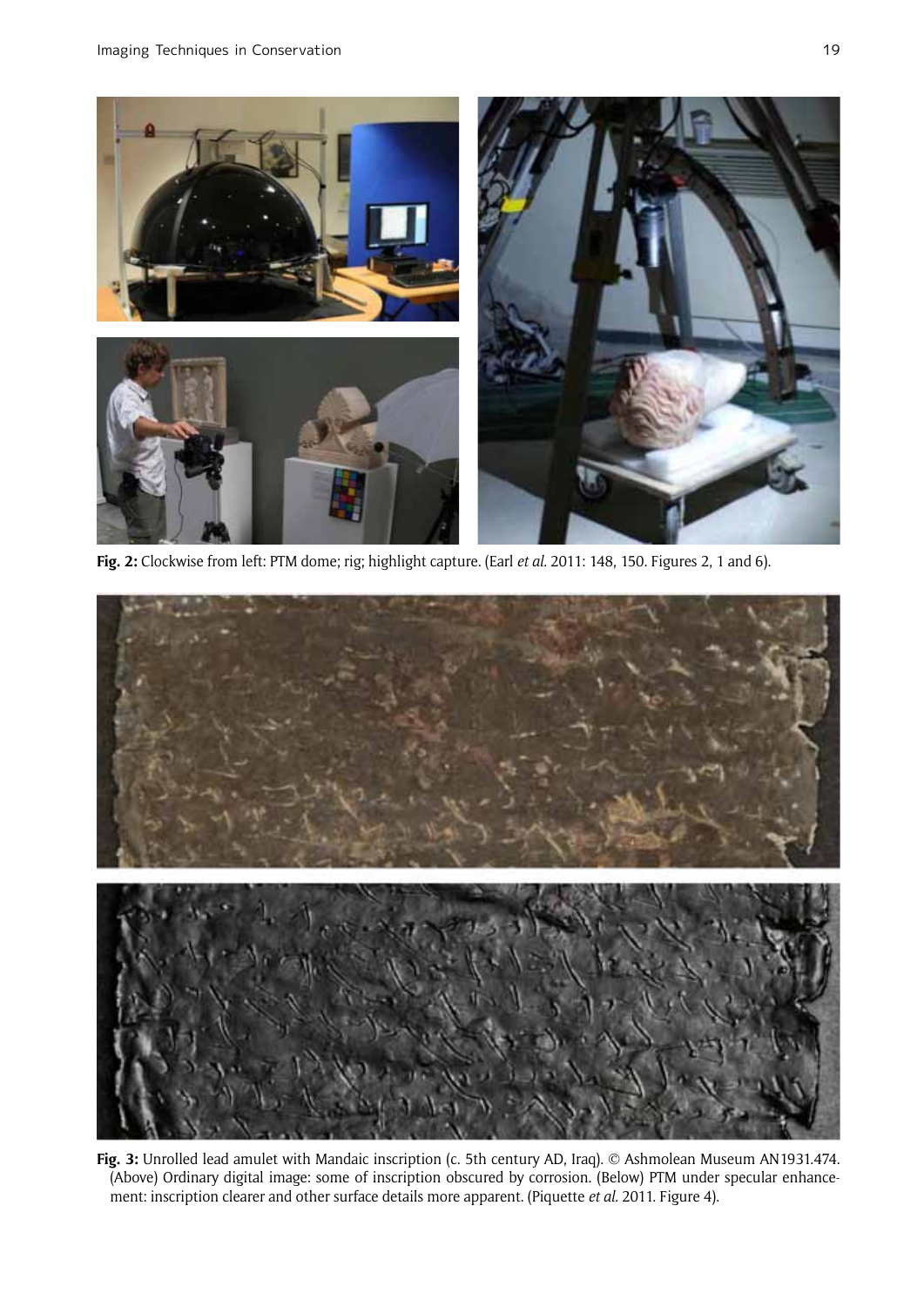**Fig. 2:** Clockwise from left: PTM dome; rig; highlight capture. (Earl *et al.* 2011: 148, 150. Figures 2, 1 and 6).

**Fig. 3:** Unrolled lead amulet with Mandaic inscription (c. 5th century AD, Iraq). © Ashmolean Museum AN1931.474. (Above) Ordinary digital image: some of inscription obscured by corrosion. (Below) PTM under specular enhancement: inscription clearer and other surface details more apparent. (Piquette *et al.* 2011. Figure 4).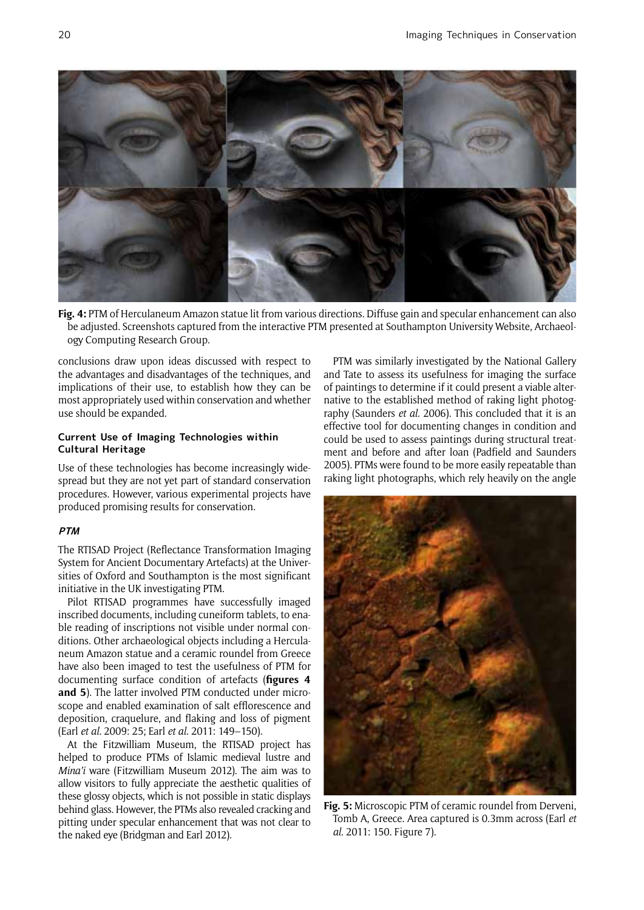**Fig. 4:** PTM of Herculaneum Amazon statue lit from various directions. Diffuse gain and specular enhancement can also be adjusted. Screenshots captured from the interactive PTM presented at Southampton University Website, Archaeology Computing Research Group.

conclusions draw upon ideas discussed with respect to the advantages and disadvantages of the techniques, and implications of their use, to establish how they can be most appropriately used within conservation and whether use should be expanded.

### Current Use of Imaging Technologies within Cultural Heritage

Use of these technologies has become increasingly widespread but they are not yet part of standard conservation procedures. However, various experimental projects have produced promising results for conservation.

#### *PTM*

The RTISAD Project (Reflectance Transformation Imaging System for Ancient Documentary Artefacts) at the Universities of Oxford and Southampton is the most significant initiative in the UK investigating PTM.

Pilot RTISAD programmes have successfully imaged inscribed documents, including cuneiform tablets, to enable reading of inscriptions not visible under normal conditions. Other archaeological objects including a Herculaneum Amazon statue and a ceramic roundel from Greece have also been imaged to test the usefulness of PTM for documenting surface condition of artefacts (**figures 4 and 5**). The latter involved PTM conducted under microscope and enabled examination of salt efflorescence and deposition, craquelure, and flaking and loss of pigment (Earl *et al.* 2009: 25; Earl *et al.* 2011: 149–150).

At the Fitzwilliam Museum, the RTISAD project has helped to produce PTMs of Islamic medieval lustre and *Mina'i* ware (Fitzwilliam Museum 2012). The aim was to allow visitors to fully appreciate the aesthetic qualities of these glossy objects, which is not possible in static displays behind glass. However, the PTMs also revealed cracking and pitting under specular enhancement that was not clear to the naked eye (Bridgman and Earl 2012).

PTM was similarly investigated by the National Gallery and Tate to assess its usefulness for imaging the surface of paintings to determine if it could present a viable alternative to the established method of raking light photography (Saunders *et al.* 2006). This concluded that it is an effective tool for documenting changes in condition and could be used to assess paintings during structural treatment and before and after loan (Padfield and Saunders 2005). PTMs were found to be more easily repeatable than raking light photographs, which rely heavily on the angle

**Fig. 5:** Microscopic PTM of ceramic roundel from Derveni, Tomb A, Greece. Area captured is 0.3mm across (Earl *et al.* 2011: 150. Figure 7).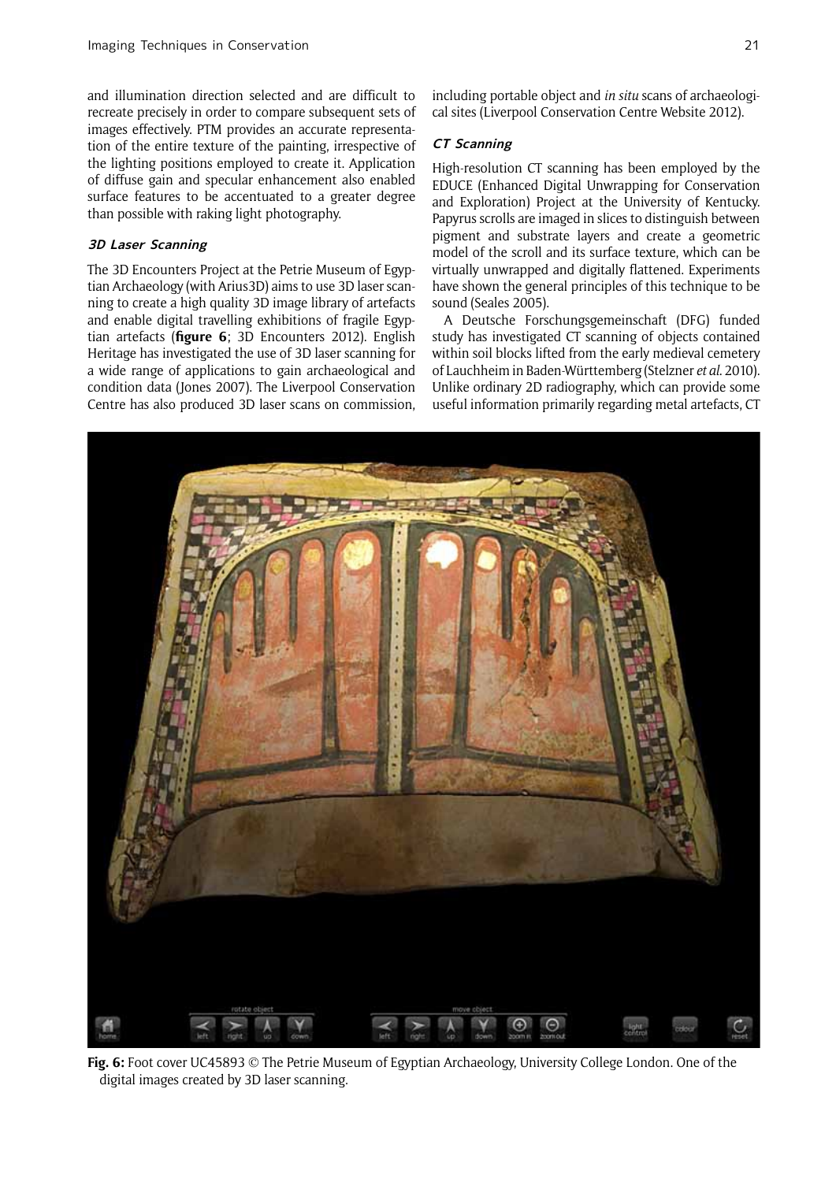and illumination direction selected and are difficult to recreate precisely in order to compare subsequent sets of images effectively. PTM provides an accurate representation of the entire texture of the painting, irrespective of the lighting positions employed to create it. Application of diffuse gain and specular enhancement also enabled surface features to be accentuated to a greater degree than possible with raking light photography.

### 3D Laser Scanning

The 3D Encounters Project at the Petrie Museum of Egyptian Archaeology (with Arius3D) aims to use 3D laser scanning to create a high quality 3D image library of artefacts and enable digital travelling exhibitions of fragile Egyptian artefacts (**figure 6**; 3D Encounters 2012). English Heritage has investigated the use of 3D laser scanning for a wide range of applications to gain archaeological and condition data (Jones 2007). The Liverpool Conservation Centre has also produced 3D laser scans on commission, including portable object and *in situ* scans of archaeological sites (Liverpool Conservation Centre Website 2012).

### CT Scanning

High-resolution CT scanning has been employed by the EDUCE (Enhanced Digital Unwrapping for Conservation and Exploration) Project at the University of Kentucky. Papyrus scrolls are imaged in slices to distinguish between pigment and substrate layers and create a geometric model of the scroll and its surface texture, which can be virtually unwrapped and digitally flattened. Experiments have shown the general principles of this technique to be sound (Seales 2005).

A Deutsche Forschungsgemeinschaft (DFG) funded study has investigated CT scanning of objects contained within soil blocks lifted from the early medieval cemetery of Lauchheim in Baden-Württemberg (Stelzner *et al.* 2010). Unlike ordinary 2D radiography, which can provide some useful information primarily regarding metal artefacts, CT

**Fig. 6:** Foot cover UC45893 © The Petrie Museum of Egyptian Archaeology, University College London. One of the digital images created by 3D laser scanning.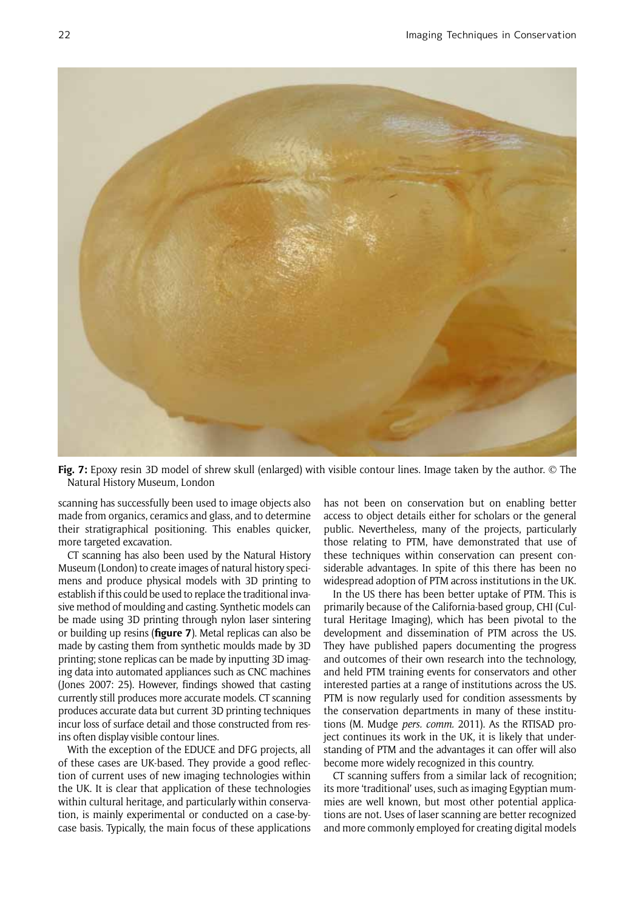**Fig. 7:** Epoxy resin 3D model of shrew skull (enlarged) with visible contour lines. Image taken by the author. © The Natural History Museum, London

scanning has successfully been used to image objects also made from organics, ceramics and glass, and to determine their stratigraphical positioning. This enables quicker, more targeted excavation.

CT scanning has also been used by the Natural History Museum (London) to create images of natural history specimens and produce physical models with 3D printing to establish if this could be used to replace the traditional invasive method of moulding and casting. Synthetic models can be made using 3D printing through nylon laser sintering or building up resins (**figure 7**). Metal replicas can also be made by casting them from synthetic moulds made by 3D printing; stone replicas can be made by inputting 3D imaging data into automated appliances such as CNC machines (Jones 2007: 25). However, findings showed that casting currently still produces more accurate models. CT scanning produces accurate data but current 3D printing techniques incur loss of surface detail and those constructed from resins often display visible contour lines.

With the exception of the EDUCE and DFG projects, all of these cases are UK-based. They provide a good reflection of current uses of new imaging technologies within the UK. It is clear that application of these technologies within cultural heritage, and particularly within conservation, is mainly experimental or conducted on a case-by-case basis. Typically, the main focus of these applications has not been on conservation but on enabling better access to object details either for scholars or the general public. Nevertheless, many of the projects, particularly those relating to PTM, have demonstrated that use of these techniques within conservation can present considerable advantages. In spite of this there has been no widespread adoption of PTM across institutions in the UK.

In the US there has been better uptake of PTM. This is primarily because of the California-based group, CHI (Cultural Heritage Imaging), which has been pivotal to the development and dissemination of PTM across the US. They have published papers documenting the progress and outcomes of their own research into the technology, and held PTM training events for conservators and other interested parties at a range of institutions across the US. PTM is now regularly used for condition assessments by the conservation departments in many of these institutions (M. Mudge *pers. comm.* 2011). As the RTISAD project continues its work in the UK, it is likely that understanding of PTM and the advantages it can offer will also become more widely recognized in this country.

CT scanning suffers from a similar lack of recognition; its more 'traditional' uses, such as imaging Egyptian mummies are well known, but most other potential applications are not. Uses of laser scanning are better recognized and more commonly employed for creating digital models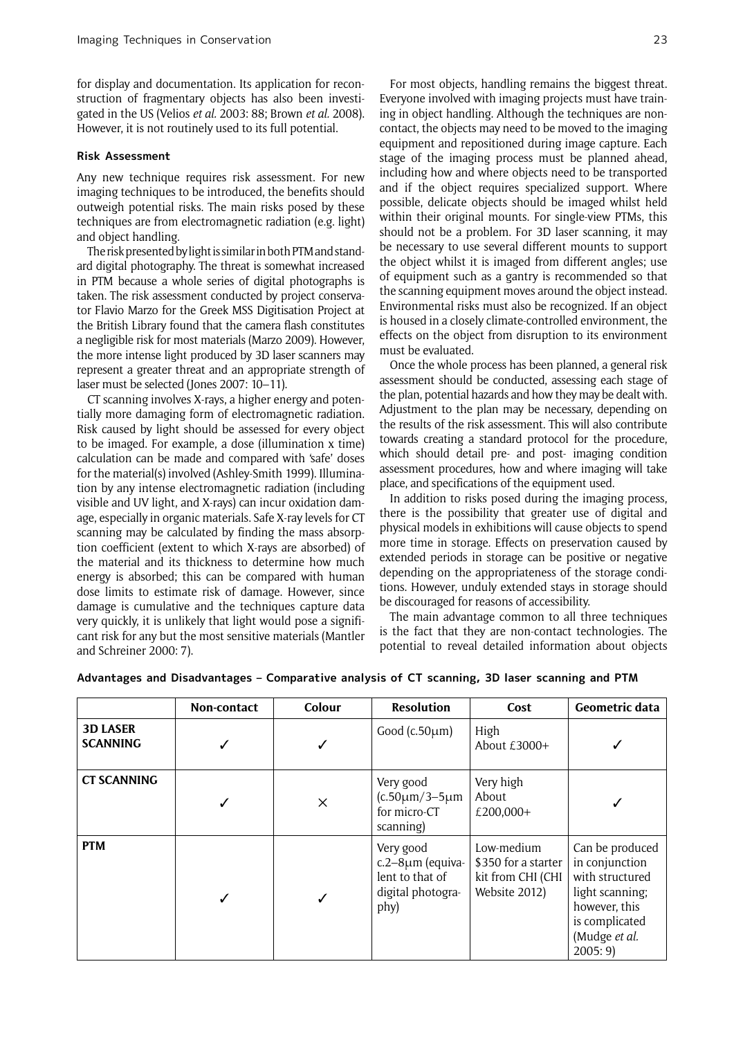for display and documentation. Its application for reconstruction of fragmentary objects has also been investigated in the US (Velios *et al.* 2003: 88; Brown *et al.* 2008). However, it is not routinely used to its full potential.

### Risk Assessment

Any new technique requires risk assessment. For new imaging techniques to be introduced, the benefits should outweigh potential risks. The main risks posed by these techniques are from electromagnetic radiation (e.g. light) and object handling.

The risk presented by light is similar in both PTM and standard digital photography. The threat is somewhat increased in PTM because a whole series of digital photographs is taken. The risk assessment conducted by project conservator Flavio Marzo for the Greek MSS Digitisation Project at the British Library found that the camera flash constitutes a negligible risk for most materials (Marzo 2009). However, the more intense light produced by 3D laser scanners may represent a greater threat and an appropriate strength of laser must be selected (Jones 2007: 10–11).

CT scanning involves X-rays, a higher energy and potentially more damaging form of electromagnetic radiation. Risk caused by light should be assessed for every object to be imaged. For example, a dose (illumination x time) calculation can be made and compared with 'safe' doses for the material(s) involved (Ashley-Smith 1999). Illumination by any intense electromagnetic radiation (including visible and UV light, and X-rays) can incur oxidation damage, especially in organic materials. Safe X-ray levels for CT scanning may be calculated by finding the mass absorption coefficient (extent to which X-rays are absorbed) of the material and its thickness to determine how much energy is absorbed; this can be compared with human dose limits to estimate risk of damage. However, since damage is cumulative and the techniques capture data very quickly, it is unlikely that light would pose a significant risk for any but the most sensitive materials (Mantler and Schreiner 2000: 7).

For most objects, handling remains the biggest threat. Everyone involved with imaging projects must have training in object handling. Although the techniques are non-contact, the objects may need to be moved to the imaging equipment and repositioned during image capture. Each stage of the imaging process must be planned ahead, including how and where objects need to be transported and if the object requires specialized support. Where possible, delicate objects should be imaged whilst held within their original mounts. For single-view PTMs, this should not be a problem. For 3D laser scanning, it may be necessary to use several different mounts to support the object whilst it is imaged from different angles; use of equipment such as a gantry is recommended so that the scanning equipment moves around the object instead. Environmental risks must also be recognized. If an object is housed in a closely climate-controlled environment, the effects on the object from disruption to its environment must be evaluated.

Once the whole process has been planned, a general risk assessment should be conducted, assessing each stage of the plan, potential hazards and how they may be dealt with. Adjustment to the plan may be necessary, depending on the results of the risk assessment. This will also contribute towards creating a standard protocol for the procedure, which should detail pre- and post- imaging condition assessment procedures, how and where imaging will take place, and specifications of the equipment used.

In addition to risks posed during the imaging process, there is the possibility that greater use of digital and physical models in exhibitions will cause objects to spend more time in storage. Effects on preservation caused by extended periods in storage can be positive or negative depending on the appropriateness of the storage conditions. However, unduly extended stays in storage should be discouraged for reasons of accessibility.

The main advantage common to all three techniques is the fact that they are non-contact technologies. The potential to reveal detailed information about objects

**Advantages and Disadvantages – Comparative analysis of CT scanning, 3D laser scanning and PTM**

| | Non-contact | Colour | Resolution | Cost | Geometric data |
|---|---|---|---|---|---|
| **3D LASER SCANNING** | ✓ | ✓ | Good (c.50μm) | High About £3000+ | ✓ |
| **CT SCANNING** | ✓ | × | Very good (c.50μm/3–5μm for micro-CT scanning) | Very high About £200,000+ | ✓ |
| **PTM** | ✓ | ✓ | Very good c.2–8μm (equivalent to that of digital photography) | Low-medium $350 for a starter kit from CHI (CHI Website 2012) | Can be produced in conjunction with structured light scanning; however, this is complicated (Mudge *et al.* 2005: 9) |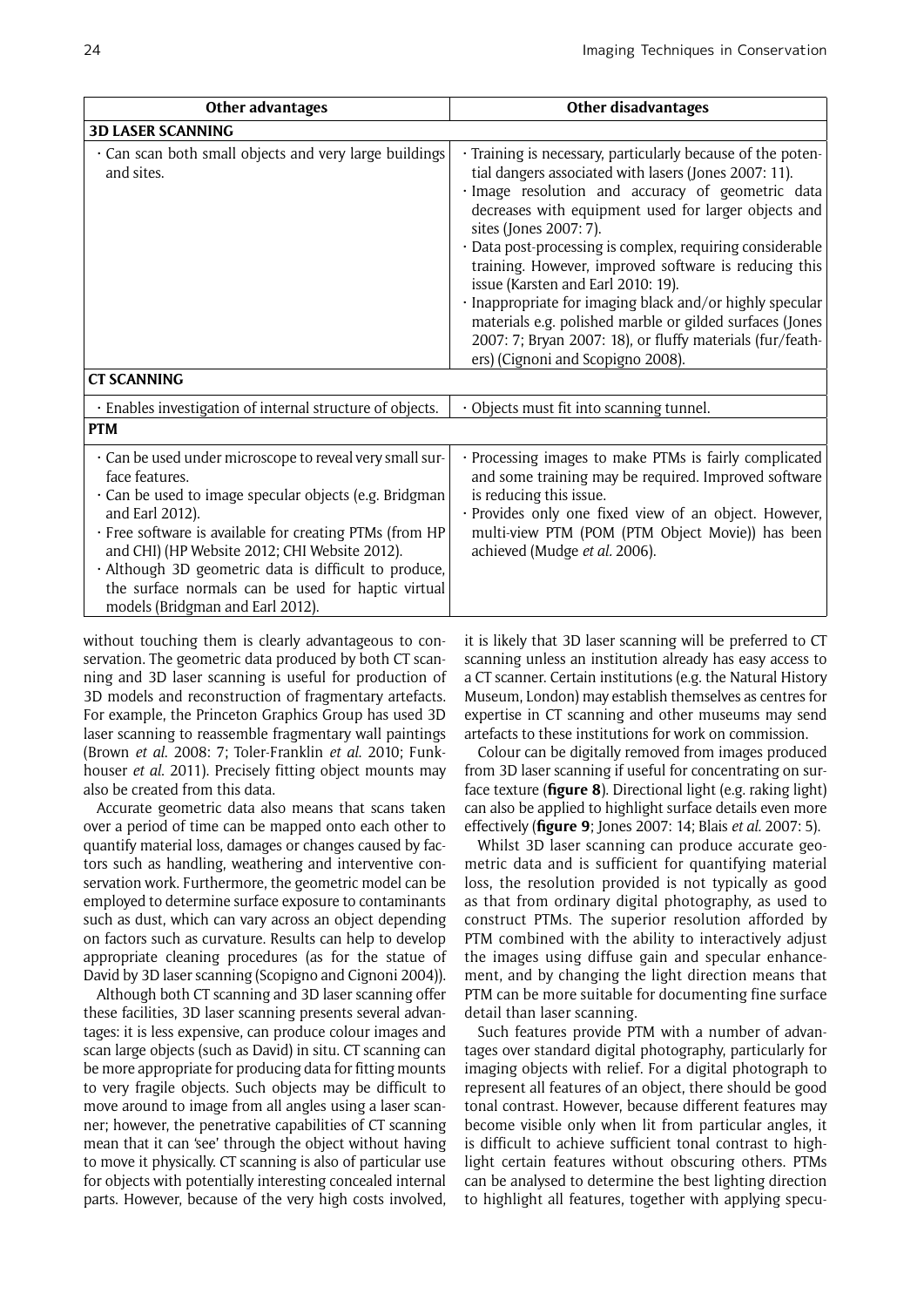| Other advantages | Other disadvantages |
|---|---|
| **3D LASER SCANNING** | |
| · Can scan both small objects and very large buildings and sites. | · Training is necessary, particularly because of the potential dangers associated with lasers (Jones 2007: 11).<br>· Image resolution and accuracy of geometric data decreases with equipment used for larger objects and sites (Jones 2007: 7).<br>· Data post-processing is complex, requiring considerable training. However, improved software is reducing this issue (Karsten and Earl 2010: 19).<br>· Inappropriate for imaging black and/or highly specular materials e.g. polished marble or gilded surfaces (Jones 2007: 7; Bryan 2007: 18), or fluffy materials (fur/feathers) (Cignoni and Scopigno 2008). |
| **CT SCANNING** | |
| · Enables investigation of internal structure of objects. | · Objects must fit into scanning tunnel. |
| **PTM** | |
| · Can be used under microscope to reveal very small surface features.<br>· Can be used to image specular objects (e.g. Bridgman and Earl 2012).<br>· Free software is available for creating PTMs (from HP and CHI) (HP Website 2012; CHI Website 2012).<br>· Although 3D geometric data is difficult to produce, the surface normals can be used for haptic virtual models (Bridgman and Earl 2012). | · Processing images to make PTMs is fairly complicated and some training may be required. Improved software is reducing this issue.<br>· Provides only one fixed view of an object. However, multi-view PTM (POM (PTM Object Movie)) has been achieved (Mudge *et al.* 2006). |

without touching them is clearly advantageous to conservation. The geometric data produced by both CT scanning and 3D laser scanning is useful for production of 3D models and reconstruction of fragmentary artefacts. For example, the Princeton Graphics Group has used 3D laser scanning to reassemble fragmentary wall paintings (Brown *et al.* 2008: 7; Toler-Franklin *et al.* 2010; Funkhouser *et al.* 2011). Precisely fitting object mounts may also be created from this data.

Accurate geometric data also means that scans taken over a period of time can be mapped onto each other to quantify material loss, damages or changes caused by factors such as handling, weathering and interventive conservation work. Furthermore, the geometric model can be employed to determine surface exposure to contaminants such as dust, which can vary across an object depending on factors such as curvature. Results can help to develop appropriate cleaning procedures (as for the statue of David by 3D laser scanning (Scopigno and Cignoni 2004)).

Although both CT scanning and 3D laser scanning offer these facilities, 3D laser scanning presents several advantages: it is less expensive, can produce colour images and scan large objects (such as David) in situ. CT scanning can be more appropriate for producing data for fitting mounts to very fragile objects. Such objects may be difficult to move around to image from all angles using a laser scanner; however, the penetrative capabilities of CT scanning mean that it can 'see' through the object without having to move it physically. CT scanning is also of particular use for objects with potentially interesting concealed internal parts. However, because of the very high costs involved, it is likely that 3D laser scanning will be preferred to CT scanning unless an institution already has easy access to a CT scanner. Certain institutions (e.g. the Natural History Museum, London) may establish themselves as centres for expertise in CT scanning and other museums may send artefacts to these institutions for work on commission.

Colour can be digitally removed from images produced from 3D laser scanning if useful for concentrating on surface texture (**figure 8**). Directional light (e.g. raking light) can also be applied to highlight surface details even more effectively (**figure 9**; Jones 2007: 14; Blais *et al.* 2007: 5).

Whilst 3D laser scanning can produce accurate geometric data and is sufficient for quantifying material loss, the resolution provided is not typically as good as that from ordinary digital photography, as used to construct PTMs. The superior resolution afforded by PTM combined with the ability to interactively adjust the images using diffuse gain and specular enhancement, and by changing the light direction means that PTM can be more suitable for documenting fine surface detail than laser scanning.

Such features provide PTM with a number of advantages over standard digital photography, particularly for imaging objects with relief. For a digital photograph to represent all features of an object, there should be good tonal contrast. However, because different features may become visible only when lit from particular angles, it is difficult to achieve sufficient tonal contrast to highlight certain features without obscuring others. PTMs can be analysed to determine the best lighting direction to highlight all features, together with applying specu-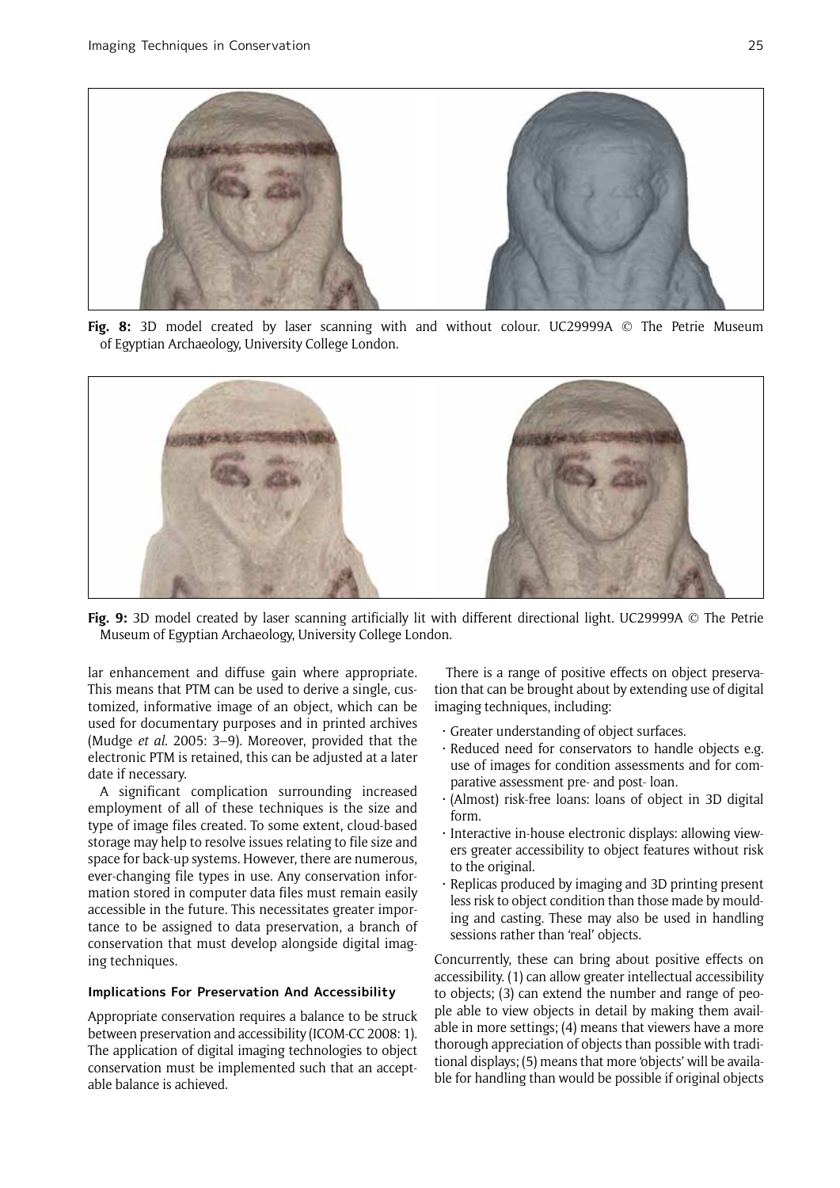**Fig. 8:** 3D model created by laser scanning with and without colour. UC29999A © The Petrie Museum of Egyptian Archaeology, University College London.

**Fig. 9:** 3D model created by laser scanning artificially lit with different directional light. UC29999A © The Petrie Museum of Egyptian Archaeology, University College London.

lar enhancement and diffuse gain where appropriate. This means that PTM can be used to derive a single, customized, informative image of an object, which can be used for documentary purposes and in printed archives (Mudge *et al.* 2005: 3–9). Moreover, provided that the electronic PTM is retained, this can be adjusted at a later date if necessary.

A significant complication surrounding increased employment of all of these techniques is the size and type of image files created. To some extent, cloud-based storage may help to resolve issues relating to file size and space for back-up systems. However, there are numerous, ever-changing file types in use. Any conservation information stored in computer data files must remain easily accessible in the future. This necessitates greater importance to be assigned to data preservation, a branch of conservation that must develop alongside digital imaging techniques.

#### Implications For Preservation And Accessibility

Appropriate conservation requires a balance to be struck between preservation and accessibility (ICOM-CC 2008: 1). The application of digital imaging technologies to object conservation must be implemented such that an acceptable balance is achieved.

There is a range of positive effects on object preservation that can be brought about by extending use of digital imaging techniques, including:

- Greater understanding of object surfaces.
- Reduced need for conservators to handle objects e.g. use of images for condition assessments and for comparative assessment pre- and post- loan.
- (Almost) risk-free loans: loans of object in 3D digital form.
- Interactive in-house electronic displays: allowing viewers greater accessibility to object features without risk to the original.
- Replicas produced by imaging and 3D printing present less risk to object condition than those made by moulding and casting. These may also be used in handling sessions rather than 'real' objects.

Concurrently, these can bring about positive effects on accessibility. (1) can allow greater intellectual accessibility to objects; (3) can extend the number and range of people able to view objects in detail by making them available in more settings; (4) means that viewers have a more thorough appreciation of objects than possible with traditional displays; (5) means that more 'objects' will be available for handling than would be possible if original objects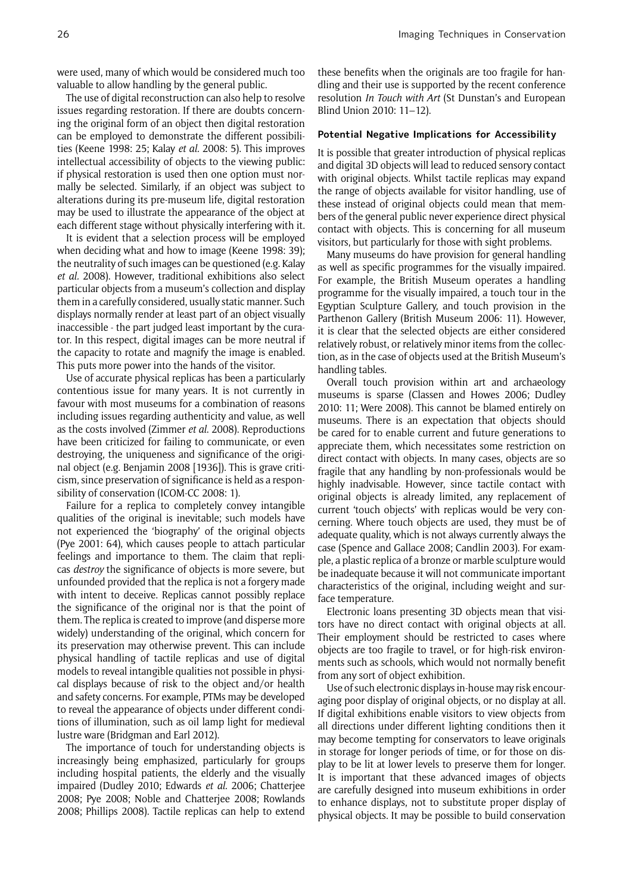were used, many of which would be considered much too valuable to allow handling by the general public.

The use of digital reconstruction can also help to resolve issues regarding restoration. If there are doubts concerning the original form of an object then digital restoration can be employed to demonstrate the different possibilities (Keene 1998: 25; Kalay *et al.* 2008: 5). This improves intellectual accessibility of objects to the viewing public: if physical restoration is used then one option must normally be selected. Similarly, if an object was subject to alterations during its pre-museum life, digital restoration may be used to illustrate the appearance of the object at each different stage without physically interfering with it.

It is evident that a selection process will be employed when deciding what and how to image (Keene 1998: 39); the neutrality of such images can be questioned (e.g. Kalay *et al.* 2008). However, traditional exhibitions also select particular objects from a museum's collection and display them in a carefully considered, usually static manner. Such displays normally render at least part of an object visually inaccessible - the part judged least important by the curator. In this respect, digital images can be more neutral if the capacity to rotate and magnify the image is enabled. This puts more power into the hands of the visitor.

Use of accurate physical replicas has been a particularly contentious issue for many years. It is not currently in favour with most museums for a combination of reasons including issues regarding authenticity and value, as well as the costs involved (Zimmer *et al.* 2008). Reproductions have been criticized for failing to communicate, or even destroying, the uniqueness and significance of the original object (e.g. Benjamin 2008 [1936]). This is grave criticism, since preservation of significance is held as a responsibility of conservation (ICOM-CC 2008: 1).

Failure for a replica to completely convey intangible qualities of the original is inevitable; such models have not experienced the 'biography' of the original objects (Pye 2001: 64), which causes people to attach particular feelings and importance to them. The claim that replicas *destroy* the significance of objects is more severe, but unfounded provided that the replica is not a forgery made with intent to deceive. Replicas cannot possibly replace the significance of the original nor is that the point of them. The replica is created to improve (and disperse more widely) understanding of the original, which concern for its preservation may otherwise prevent. This can include physical handling of tactile replicas and use of digital models to reveal intangible qualities not possible in physical displays because of risk to the object and/or health and safety concerns. For example, PTMs may be developed to reveal the appearance of objects under different conditions of illumination, such as oil lamp light for medieval lustre ware (Bridgman and Earl 2012).

The importance of touch for understanding objects is increasingly being emphasized, particularly for groups including hospital patients, the elderly and the visually impaired (Dudley 2010; Edwards *et al.* 2006; Chatterjee 2008; Pye 2008; Noble and Chatterjee 2008; Rowlands 2008; Phillips 2008). Tactile replicas can help to extend these benefits when the originals are too fragile for handling and their use is supported by the recent conference resolution *In Touch with Art* (St Dunstan's and European Blind Union 2010: 11–12).

#### Potential Negative Implications for Accessibility

It is possible that greater introduction of physical replicas and digital 3D objects will lead to reduced sensory contact with original objects. Whilst tactile replicas may expand the range of objects available for visitor handling, use of these instead of original objects could mean that members of the general public never experience direct physical contact with objects. This is concerning for all museum visitors, but particularly for those with sight problems.

Many museums do have provision for general handling as well as specific programmes for the visually impaired. For example, the British Museum operates a handling programme for the visually impaired, a touch tour in the Egyptian Sculpture Gallery, and touch provision in the Parthenon Gallery (British Museum 2006: 11). However, it is clear that the selected objects are either considered relatively robust, or relatively minor items from the collection, as in the case of objects used at the British Museum's handling tables.

Overall touch provision within art and archaeology museums is sparse (Classen and Howes 2006; Dudley 2010: 11; Were 2008). This cannot be blamed entirely on museums. There is an expectation that objects should be cared for to enable current and future generations to appreciate them, which necessitates some restriction on direct contact with objects. In many cases, objects are so fragile that any handling by non-professionals would be highly inadvisable. However, since tactile contact with original objects is already limited, any replacement of current 'touch objects' with replicas would be very concerning. Where touch objects are used, they must be of adequate quality, which is not always currently always the case (Spence and Gallace 2008; Candlin 2003). For example, a plastic replica of a bronze or marble sculpture would be inadequate because it will not communicate important characteristics of the original, including weight and surface temperature.

Electronic loans presenting 3D objects mean that visitors have no direct contact with original objects at all. Their employment should be restricted to cases where objects are too fragile to travel, or for high-risk environments such as schools, which would not normally benefit from any sort of object exhibition.

Use of such electronic displays in-house may risk encouraging poor display of original objects, or no display at all. If digital exhibitions enable visitors to view objects from all directions under different lighting conditions then it may become tempting for conservators to leave originals in storage for longer periods of time, or for those on display to be lit at lower levels to preserve them for longer. It is important that these advanced images of objects are carefully designed into museum exhibitions in order to enhance displays, not to substitute proper display of physical objects. It may be possible to build conservation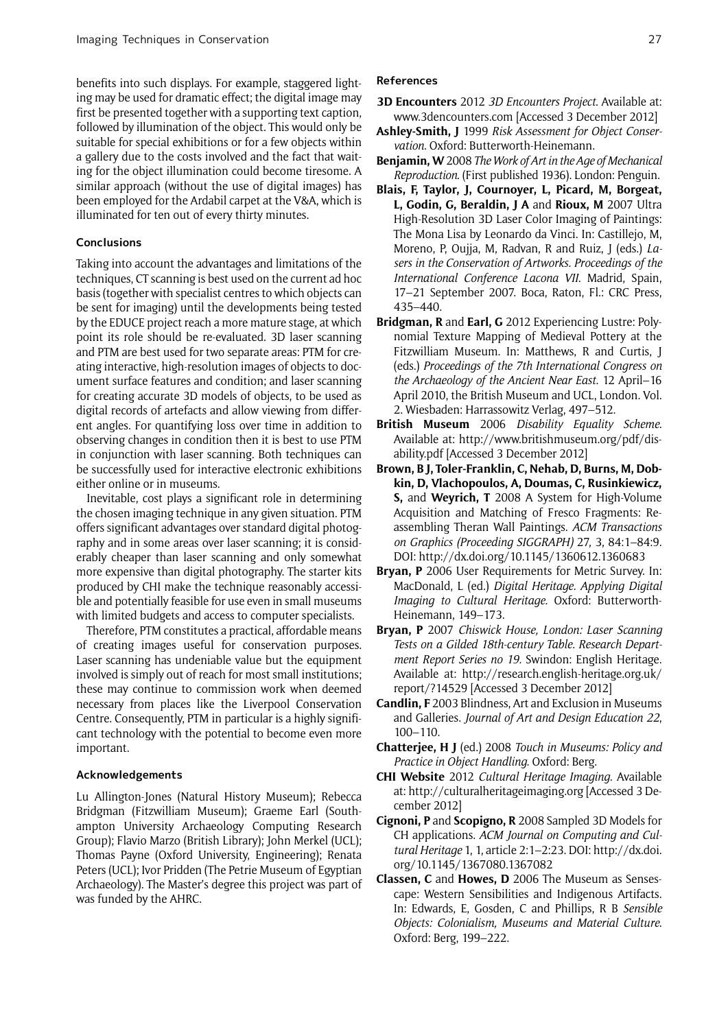benefits into such displays. For example, staggered lighting may be used for dramatic effect; the digital image may first be presented together with a supporting text caption, followed by illumination of the object. This would only be suitable for special exhibitions or for a few objects within a gallery due to the costs involved and the fact that waiting for the object illumination could become tiresome. A similar approach (without the use of digital images) has been employed for the Ardabil carpet at the V&A, which is illuminated for ten out of every thirty minutes.

### Conclusions

Taking into account the advantages and limitations of the techniques, CT scanning is best used on the current ad hoc basis (together with specialist centres to which objects can be sent for imaging) until the developments being tested by the EDUCE project reach a more mature stage, at which point its role should be re-evaluated. 3D laser scanning and PTM are best used for two separate areas: PTM for creating interactive, high-resolution images of objects to document surface features and condition; and laser scanning for creating accurate 3D models of objects, to be used as digital records of artefacts and allow viewing from different angles. For quantifying loss over time in addition to observing changes in condition then it is best to use PTM in conjunction with laser scanning. Both techniques can be successfully used for interactive electronic exhibitions either online or in museums.

Inevitable, cost plays a significant role in determining the chosen imaging technique in any given situation. PTM offers significant advantages over standard digital photography and in some areas over laser scanning; it is considerably cheaper than laser scanning and only somewhat more expensive than digital photography. The starter kits produced by CHI make the technique reasonably accessible and potentially feasible for use even in small museums with limited budgets and access to computer specialists.

Therefore, PTM constitutes a practical, affordable means of creating images useful for conservation purposes. Laser scanning has undeniable value but the equipment involved is simply out of reach for most small institutions; these may continue to commission work when deemed necessary from places like the Liverpool Conservation Centre. Consequently, PTM in particular is a highly significant technology with the potential to become even more important.

### Acknowledgements

Lu Allington-Jones (Natural History Museum); Rebecca Bridgman (Fitzwilliam Museum); Graeme Earl (Southampton University Archaeology Computing Research Group); Flavio Marzo (British Library); John Merkel (UCL); Thomas Payne (Oxford University, Engineering); Renata Peters (UCL); Ivor Pridden (The Petrie Museum of Egyptian Archaeology). The Master's degree this project was part of was funded by the AHRC.

### References

**3D Encounters** 2012 *3D Encounters Project*. Available at: www.3dencounters.com [Accessed 3 December 2012]

**Ashley-Smith, J** 1999 *Risk Assessment for Object Conservation*. Oxford: Butterworth-Heinemann.

**Benjamin, W** 2008 *The Work of Art in the Age of Mechanical Reproduction*. (First published 1936). London: Penguin.

**Blais, F, Taylor, J, Cournoyer, L, Picard, M, Borgeat, L, Godin, G, Beraldin, J A** and **Rioux, M** 2007 Ultra High-Resolution 3D Laser Color Imaging of Paintings: The Mona Lisa by Leonardo da Vinci. In: Castillejo, M, Moreno, P, Oujja, M, Radvan, R and Ruiz, J (eds.) *Lasers in the Conservation of Artworks. Proceedings of the International Conference Lacona VII*. Madrid, Spain, 17–21 September 2007. Boca, Raton, Fl.: CRC Press, 435–440.

**Bridgman, R** and **Earl, G** 2012 Experiencing Lustre: Polynomial Texture Mapping of Medieval Pottery at the Fitzwilliam Museum. In: Matthews, R and Curtis, J (eds.) *Proceedings of the 7th International Congress on the Archaeology of the Ancient Near East*. 12 April–16 April 2010, the British Museum and UCL, London. Vol. 2. Wiesbaden: Harrassowitz Verlag, 497–512.

**British Museum** 2006 *Disability Equality Scheme*. Available at: http://www.britishmuseum.org/pdf/disability.pdf [Accessed 3 December 2012]

**Brown, B J, Toler-Franklin, C, Nehab, D, Burns, M, Dobkin, D, Vlachopoulos, A, Doumas, C, Rusinkiewicz, S,** and **Weyrich, T** 2008 A System for High-Volume Acquisition and Matching of Fresco Fragments: Reassembling Theran Wall Paintings. *ACM Transactions on Graphics (Proceeding SIGGRAPH)* 27, 3, 84:1–84:9. DOI: http://dx.doi.org/10.1145/1360612.1360683

**Bryan, P** 2006 User Requirements for Metric Survey. In: MacDonald, L (ed.) *Digital Heritage. Applying Digital Imaging to Cultural Heritage*. Oxford: Butterworth-Heinemann, 149–173.

**Bryan, P** 2007 *Chiswick House, London: Laser Scanning Tests on a Gilded 18th-century Table. Research Department Report Series no 19*. Swindon: English Heritage. Available at: http://research.english-heritage.org.uk/report/?14529 [Accessed 3 December 2012]

**Candlin, F** 2003 Blindness, Art and Exclusion in Museums and Galleries. *Journal of Art and Design Education 22*, 100–110.

**Chatterjee, H J** (ed.) 2008 *Touch in Museums: Policy and Practice in Object Handling*. Oxford: Berg.

**CHI Website** 2012 *Cultural Heritage Imaging*. Available at: http://culturalheritageimaging.org [Accessed 3 December 2012]

**Cignoni, P** and **Scopigno, R** 2008 Sampled 3D Models for CH applications. *ACM Journal on Computing and Cultural Heritage* 1, 1, article 2:1–2:23. DOI: http://dx.doi.org/10.1145/1367080.1367082

**Classen, C** and **Howes, D** 2006 The Museum as Sensescape: Western Sensibilities and Indigenous Artifacts. In: Edwards, E, Gosden, C and Phillips, R B *Sensible Objects: Colonialism, Museums and Material Culture*. Oxford: Berg, 199–222.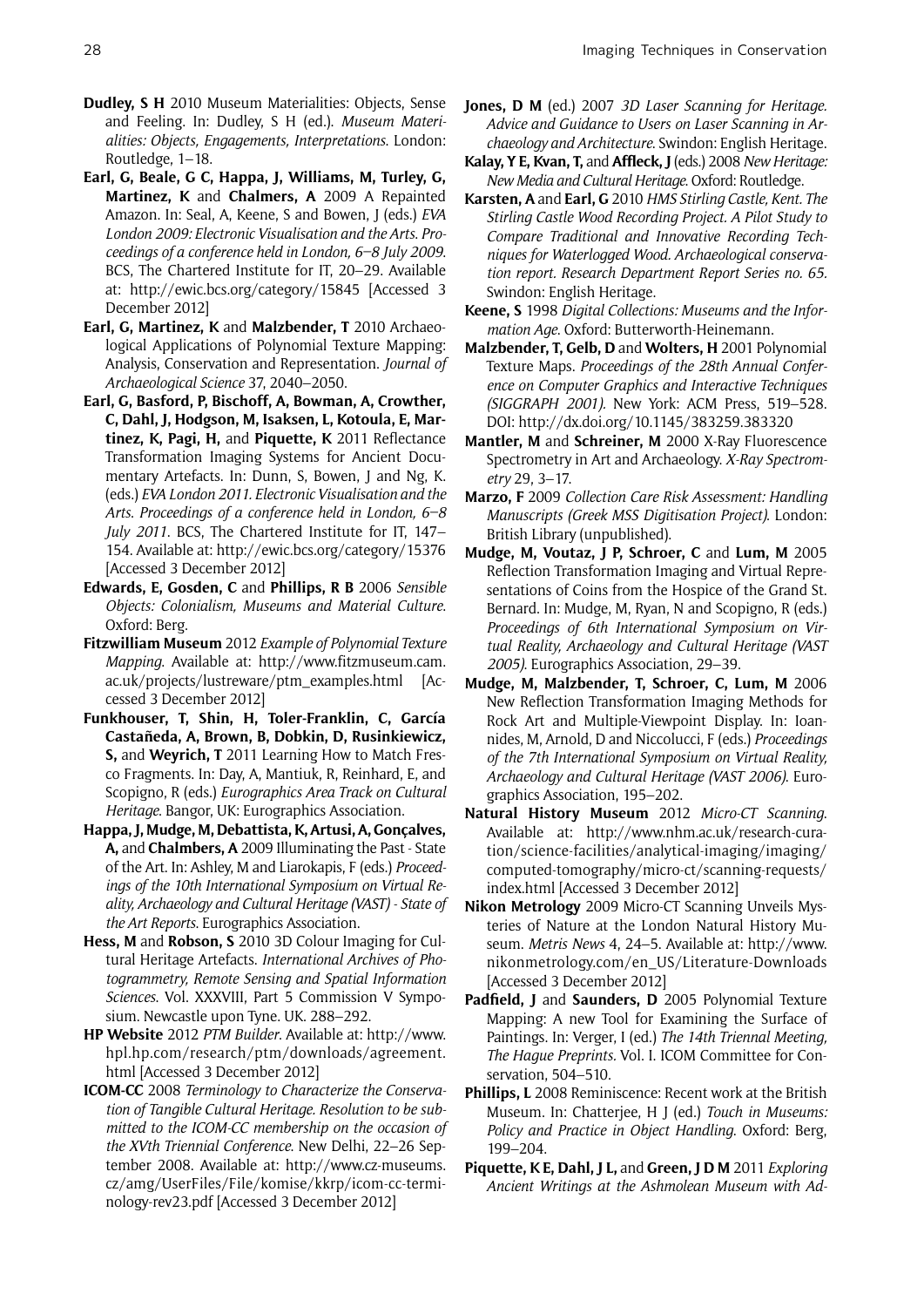**Dudley, S H** 2010 Museum Materialities: Objects, Sense and Feeling. In: Dudley, S H (ed.). *Museum Materialities: Objects, Engagements, Interpretations*. London: Routledge, 1–18.

**Earl, G, Beale, G C, Happa, J, Williams, M, Turley, G, Martinez, K** and **Chalmers, A** 2009 A Repainted Amazon. In: Seal, A, Keene, S and Bowen, J (eds.) *EVA London 2009: Electronic Visualisation and the Arts. Proceedings of a conference held in London, 6–8 July 2009*. BCS, The Chartered Institute for IT, 20–29. Available at: http://ewic.bcs.org/category/15845 [Accessed 3 December 2012]

**Earl, G, Martinez, K** and **Malzbender, T** 2010 Archaeological Applications of Polynomial Texture Mapping: Analysis, Conservation and Representation. *Journal of Archaeological Science* 37, 2040–2050.

**Earl, G, Basford, P, Bischoff, A, Bowman, A, Crowther, C, Dahl, J, Hodgson, M, Isaksen, L, Kotoula, E, Martinez, K, Pagi, H,** and **Piquette, K** 2011 Reflectance Transformation Imaging Systems for Ancient Documentary Artefacts. In: Dunn, S, Bowen, J and Ng, K. (eds.) *EVA London 2011. Electronic Visualisation and the Arts. Proceedings of a conference held in London, 6–8 July 2011*. BCS, The Chartered Institute for IT, 147–154. Available at: http://ewic.bcs.org/category/15376 [Accessed 3 December 2012]

**Edwards, E, Gosden, C** and **Phillips, R B** 2006 *Sensible Objects: Colonialism, Museums and Material Culture*. Oxford: Berg.

**Fitzwilliam Museum** 2012 *Example of Polynomial Texture Mapping*. Available at: http://www.fitzmuseum.cam.ac.uk/projects/lustreware/ptm_examples.html [Accessed 3 December 2012]

**Funkhouser, T, Shin, H, Toler-Franklin, C, García Castañeda, A, Brown, B, Dobkin, D, Rusinkiewicz, S,** and **Weyrich, T** 2011 Learning How to Match Fresco Fragments. In: Day, A, Mantiuk, R, Reinhard, E, and Scopigno, R (eds.) *Eurographics Area Track on Cultural Heritage*. Bangor, UK: Eurographics Association.

**Happa, J, Mudge, M, Debattista, K, Artusi, A, Gonçalves, A,** and **Chalmbers, A** 2009 Illuminating the Past - State of the Art. In: Ashley, M and Liarokapis, F (eds.) *Proceedings of the 10th International Symposium on Virtual Reality, Archaeology and Cultural Heritage (VAST) - State of the Art Reports*. Eurographics Association.

**Hess, M** and **Robson, S** 2010 3D Colour Imaging for Cultural Heritage Artefacts. *International Archives of Photogrammetry, Remote Sensing and Spatial Information Sciences*. Vol. XXXVIII, Part 5 Commission V Symposium. Newcastle upon Tyne. UK. 288–292.

**HP Website** 2012 *PTM Builder*. Available at: http://www.hpl.hp.com/research/ptm/downloads/agreement.html [Accessed 3 December 2012]

**ICOM-CC** 2008 *Terminology to Characterize the Conservation of Tangible Cultural Heritage. Resolution to be submitted to the ICOM-CC membership on the occasion of the XVth Triennial Conference*. New Delhi, 22–26 September 2008. Available at: http://www.cz-museums.cz/amg/UserFiles/File/komise/kkrp/icom-cc-terminology-rev23.pdf [Accessed 3 December 2012]

**Jones, D M** (ed.) 2007 *3D Laser Scanning for Heritage. Advice and Guidance to Users on Laser Scanning in Archaeology and Architecture*. Swindon: English Heritage.

**Kalay, Y E, Kvan, T,** and **Affleck, J** (eds.) 2008 *New Heritage: New Media and Cultural Heritage*. Oxford: Routledge.

**Karsten, A** and **Earl, G** 2010 *HMS Stirling Castle, Kent. The Stirling Castle Wood Recording Project. A Pilot Study to Compare Traditional and Innovative Recording Techniques for Waterlogged Wood. Archaeological conservation report. Research Department Report Series no. 65.* Swindon: English Heritage.

**Keene, S** 1998 *Digital Collections: Museums and the Information Age*. Oxford: Butterworth-Heinemann.

**Malzbender, T, Gelb, D** and **Wolters, H** 2001 Polynomial Texture Maps. *Proceedings of the 28th Annual Conference on Computer Graphics and Interactive Techniques (SIGGRAPH 2001).* New York: ACM Press, 519–528. DOI: http://dx.doi.org/10.1145/383259.383320

**Mantler, M** and **Schreiner, M** 2000 X-Ray Fluorescence Spectrometry in Art and Archaeology. *X-Ray Spectrometry* 29, 3–17.

**Marzo, F** 2009 *Collection Care Risk Assessment: Handling Manuscripts (Greek MSS Digitisation Project)*. London: British Library (unpublished).

**Mudge, M, Voutaz, J P, Schroer, C** and **Lum, M** 2005 Reflection Transformation Imaging and Virtual Representations of Coins from the Hospice of the Grand St. Bernard. In: Mudge, M, Ryan, N and Scopigno, R (eds.) *Proceedings of 6th International Symposium on Virtual Reality, Archaeology and Cultural Heritage (VAST 2005)*. Eurographics Association, 29–39.

**Mudge, M, Malzbender, T, Schroer, C, Lum, M** 2006 New Reflection Transformation Imaging Methods for Rock Art and Multiple-Viewpoint Display. In: Ioannides, M, Arnold, D and Niccolucci, F (eds.) *Proceedings of the 7th International Symposium on Virtual Reality, Archaeology and Cultural Heritage (VAST 2006)*. Eurographics Association, 195–202.

**Natural History Museum** 2012 *Micro-CT Scanning*. Available at: http://www.nhm.ac.uk/research-curation/science-facilities/analytical-imaging/imaging/computed-tomography/micro-ct/scanning-requests/index.html [Accessed 3 December 2012]

**Nikon Metrology** 2009 Micro-CT Scanning Unveils Mysteries of Nature at the London Natural History Museum. *Metris News* 4, 24–5. Available at: http://www.nikonmetrology.com/en_US/Literature-Downloads [Accessed 3 December 2012]

**Padfield, J** and **Saunders, D** 2005 Polynomial Texture Mapping: A new Tool for Examining the Surface of Paintings. In: Verger, I (ed.) *The 14th Triennal Meeting, The Hague Preprints*. Vol. I. ICOM Committee for Conservation, 504–510.

**Phillips, L** 2008 Reminiscence: Recent work at the British Museum. In: Chatterjee, H J (ed.) *Touch in Museums: Policy and Practice in Object Handling*. Oxford: Berg, 199–204.

**Piquette, K E, Dahl, J L,** and **Green, J D M** 2011 *Exploring Ancient Writings at the Ashmolean Museum with Ad-*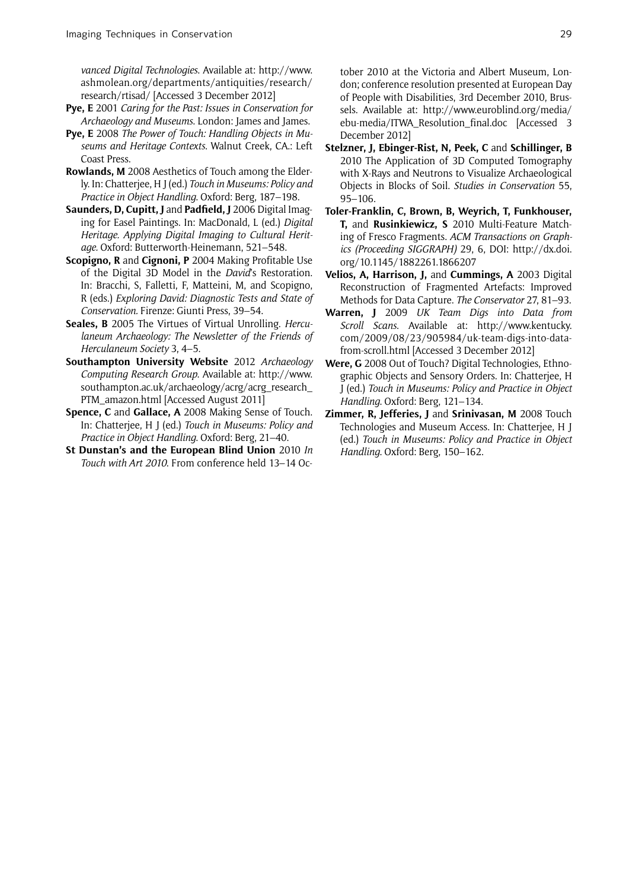*vanced Digital Technologies*. Available at: http://www.ashmolean.org/departments/antiquities/research/research/rtisad/ [Accessed 3 December 2012]

**Pye, E** 2001 *Caring for the Past: Issues in Conservation for Archaeology and Museums*. London: James and James.

**Pye, E** 2008 *The Power of Touch: Handling Objects in Museums and Heritage Contexts*. Walnut Creek, CA.: Left Coast Press.

**Rowlands, M** 2008 Aesthetics of Touch among the Elderly. In: Chatterjee, H J (ed.) *Touch in Museums: Policy and Practice in Object Handling*. Oxford: Berg, 187–198.

**Saunders, D, Cupitt, J** and **Padfield, J** 2006 Digital Imaging for Easel Paintings. In: MacDonald, L (ed.) *Digital Heritage. Applying Digital Imaging to Cultural Heritage*. Oxford: Butterworth-Heinemann, 521–548.

**Scopigno, R** and **Cignoni, P** 2004 Making Profitable Use of the Digital 3D Model in the *David*'s Restoration. In: Bracchi, S, Falletti, F, Matteini, M, and Scopigno, R (eds.) *Exploring David: Diagnostic Tests and State of Conservation*. Firenze: Giunti Press, 39–54.

**Seales, B** 2005 The Virtues of Virtual Unrolling. *Herculaneum Archaeology: The Newsletter of the Friends of Herculaneum Society* 3, 4–5.

**Southampton University Website** 2012 *Archaeology Computing Research Group*. Available at: http://www.southampton.ac.uk/archaeology/acrg/acrg_research_PTM_amazon.html [Accessed August 2011]

**Spence, C** and **Gallace, A** 2008 Making Sense of Touch. In: Chatterjee, H J (ed.) *Touch in Museums: Policy and Practice in Object Handling*. Oxford: Berg, 21–40.

**St Dunstan's and the European Blind Union** 2010 *In Touch with Art 2010*. From conference held 13–14 October 2010 at the Victoria and Albert Museum, London; conference resolution presented at European Day of People with Disabilities, 3rd December 2010, Brussels. Available at: http://www.euroblind.org/media/ebu-media/ITWA_Resolution_final.doc [Accessed 3 December 2012]

**Stelzner, J, Ebinger-Rist, N, Peek, C** and **Schillinger, B** 2010 The Application of 3D Computed Tomography with X-Rays and Neutrons to Visualize Archaeological Objects in Blocks of Soil. *Studies in Conservation* 55, 95–106.

**Toler-Franklin, C, Brown, B, Weyrich, T, Funkhouser, T,** and **Rusinkiewicz, S** 2010 Multi-Feature Matching of Fresco Fragments. *ACM Transactions on Graphics (Proceeding SIGGRAPH)* 29, 6, DOI: http://dx.doi.org/10.1145/1882261.1866207

**Velios, A, Harrison, J,** and **Cummings, A** 2003 Digital Reconstruction of Fragmented Artefacts: Improved Methods for Data Capture. *The Conservator* 27, 81–93.

**Warren, J** 2009 *UK Team Digs into Data from Scroll Scans*. Available at: http://www.kentucky.com/2009/08/23/905984/uk-team-digs-into-data-from-scroll.html [Accessed 3 December 2012]

**Were, G** 2008 Out of Touch? Digital Technologies, Ethnographic Objects and Sensory Orders. In: Chatterjee, H J (ed.) *Touch in Museums: Policy and Practice in Object Handling*. Oxford: Berg, 121–134.

**Zimmer, R, Jefferies, J** and **Srinivasan, M** 2008 Touch Technologies and Museum Access. In: Chatterjee, H J (ed.) *Touch in Museums: Policy and Practice in Object Handling*. Oxford: Berg, 150–162.